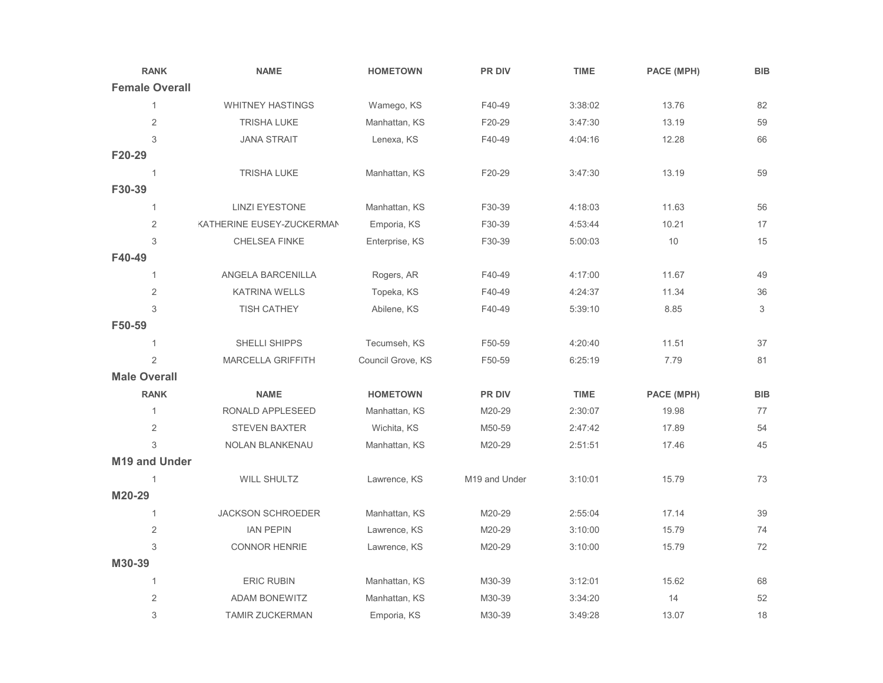| RANK | NAME | HOMETOWN | PR DIV | TIME | PACE (MPH) | BIB |
|---|---|---|---|---|---|---|
| **Female Overall** | | | | | | |
| 1 | WHITNEY HASTINGS | Wamego, KS | F40-49 | 3:38:02 | 13.76 | 82 |
| 2 | TRISHA LUKE | Manhattan, KS | F20-29 | 3:47:30 | 13.19 | 59 |
| 3 | JANA STRAIT | Lenexa, KS | F40-49 | 4:04:16 | 12.28 | 66 |
| **F20-29** | | | | | | |
| 1 | TRISHA LUKE | Manhattan, KS | F20-29 | 3:47:30 | 13.19 | 59 |
| **F30-39** | | | | | | |
| 1 | LINZI EYESTONE | Manhattan, KS | F30-39 | 4:18:03 | 11.63 | 56 |
| 2 | KATHERINE EUSEY-ZUCKERMAN | Emporia, KS | F30-39 | 4:53:44 | 10.21 | 17 |
| 3 | CHELSEA FINKE | Enterprise, KS | F30-39 | 5:00:03 | 10 | 15 |
| **F40-49** | | | | | | |
| 1 | ANGELA BARCENILLA | Rogers, AR | F40-49 | 4:17:00 | 11.67 | 49 |
| 2 | KATRINA WELLS | Topeka, KS | F40-49 | 4:24:37 | 11.34 | 36 |
| 3 | TISH CATHEY | Abilene, KS | F40-49 | 5:39:10 | 8.85 | 3 |
| **F50-59** | | | | | | |
| 1 | SHELLI SHIPPS | Tecumseh, KS | F50-59 | 4:20:40 | 11.51 | 37 |
| 2 | MARCELLA GRIFFITH | Council Grove, KS | F50-59 | 6:25:19 | 7.79 | 81 |

| RANK | NAME | HOMETOWN | PR DIV | TIME | PACE (MPH) | BIB |
|---|---|---|---|---|---|---|
| **Male Overall** | | | | | | |
| 1 | RONALD APPLESEED | Manhattan, KS | M20-29 | 2:30:07 | 19.98 | 77 |
| 2 | STEVEN BAXTER | Wichita, KS | M50-59 | 2:47:42 | 17.89 | 54 |
| 3 | NOLAN BLANKENAU | Manhattan, KS | M20-29 | 2:51:51 | 17.46 | 45 |
| **M19 and Under** | | | | | | |
| 1 | WILL SHULTZ | Lawrence, KS | M19 and Under | 3:10:01 | 15.79 | 73 |
| **M20-29** | | | | | | |
| 1 | JACKSON SCHROEDER | Manhattan, KS | M20-29 | 2:55:04 | 17.14 | 39 |
| 2 | IAN PEPIN | Lawrence, KS | M20-29 | 3:10:00 | 15.79 | 74 |
| 3 | CONNOR HENRIE | Lawrence, KS | M20-29 | 3:10:00 | 15.79 | 72 |
| **M30-39** | | | | | | |
| 1 | ERIC RUBIN | Manhattan, KS | M30-39 | 3:12:01 | 15.62 | 68 |
| 2 | ADAM BONEWITZ | Manhattan, KS | M30-39 | 3:34:20 | 14 | 52 |
| 3 | TAMIR ZUCKERMAN | Emporia, KS | M30-39 | 3:49:28 | 13.07 | 18 |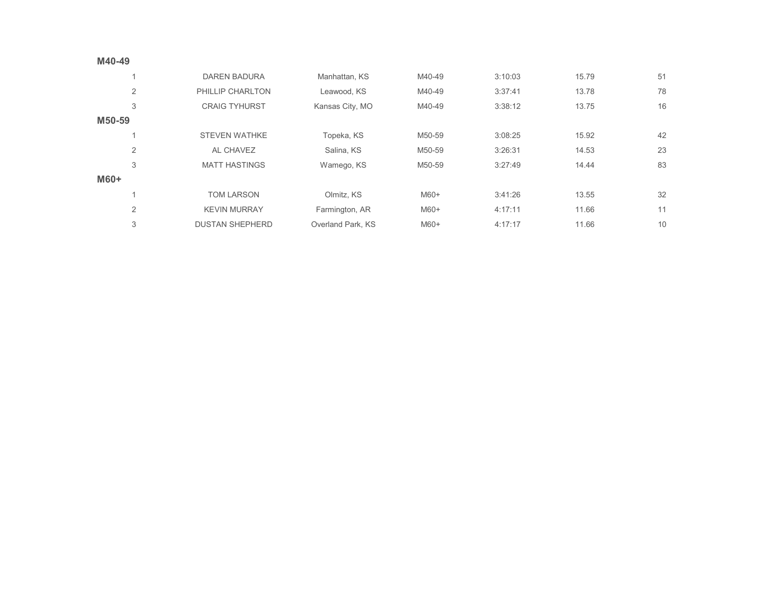**M40-49**

| | | | | | | |
|---|---|---|---|---|---|---|
| 1 | DAREN BADURA | Manhattan, KS | M40-49 | 3:10:03 | 15.79 | 51 |
| 2 | PHILLIP CHARLTON | Leawood, KS | M40-49 | 3:37:41 | 13.78 | 78 |
| 3 | CRAIG TYHURST | Kansas City, MO | M40-49 | 3:38:12 | 13.75 | 16 |

**M50-59**

| | | | | | | |
|---|---|---|---|---|---|---|
| 1 | STEVEN WATHKE | Topeka, KS | M50-59 | 3:08:25 | 15.92 | 42 |
| 2 | AL CHAVEZ | Salina, KS | M50-59 | 3:26:31 | 14.53 | 23 |
| 3 | MATT HASTINGS | Wamego, KS | M50-59 | 3:27:49 | 14.44 | 83 |

**M60+**

| | | | | | | |
|---|---|---|---|---|---|---|
| 1 | TOM LARSON | Olmitz, KS | M60+ | 3:41:26 | 13.55 | 32 |
| 2 | KEVIN MURRAY | Farmington, AR | M60+ | 4:17:11 | 11.66 | 11 |
| 3 | DUSTAN SHEPHERD | Overland Park, KS | M60+ | 4:17:17 | 11.66 | 10 |